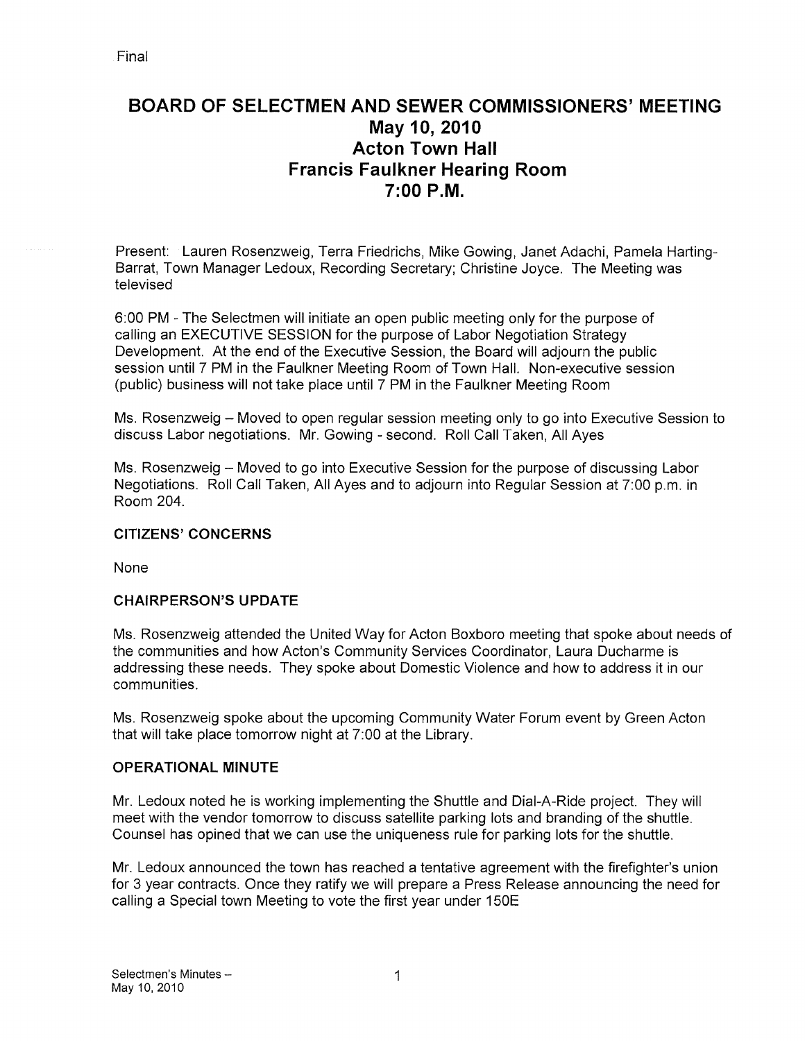Final

# BOARD OF SELECTMEN AND SEWER COMMISSIONERS' MEETING
## May 10, 2010
## Acton Town Hall
## Francis Faulkner Hearing Room
## 7:00 P.M.

Present: Lauren Rosenzweig, Terra Friedrichs, Mike Gowing, Janet Adachi, Pamela Harting-Barrat, Town Manager Ledoux, Recording Secretary; Christine Joyce. The Meeting was televised

6:00 PM - The Selectmen will initiate an open public meeting only for the purpose of calling an EXECUTIVE SESSION for the purpose of Labor Negotiation Strategy Development. At the end of the Executive Session, the Board will adjourn the public session until 7 PM in the Faulkner Meeting Room of Town Hall. Non-executive session (public) business will not take place until 7 PM in the Faulkner Meeting Room

Ms. Rosenzweig – Moved to open regular session meeting only to go into Executive Session to discuss Labor negotiations. Mr. Gowing - second. Roll Call Taken, All Ayes

Ms. Rosenzweig – Moved to go into Executive Session for the purpose of discussing Labor Negotiations. Roll Call Taken, All Ayes and to adjourn into Regular Session at 7:00 p.m. in Room 204.

**CITIZENS' CONCERNS**

None

**CHAIRPERSON'S UPDATE**

Ms. Rosenzweig attended the United Way for Acton Boxboro meeting that spoke about needs of the communities and how Acton's Community Services Coordinator, Laura Ducharme is addressing these needs. They spoke about Domestic Violence and how to address it in our communities.

Ms. Rosenzweig spoke about the upcoming Community Water Forum event by Green Acton that will take place tomorrow night at 7:00 at the Library.

**OPERATIONAL MINUTE**

Mr. Ledoux noted he is working implementing the Shuttle and Dial-A-Ride project. They will meet with the vendor tomorrow to discuss satellite parking lots and branding of the shuttle. Counsel has opined that we can use the uniqueness rule for parking lots for the shuttle.

Mr. Ledoux announced the town has reached a tentative agreement with the firefighter's union for 3 year contracts. Once they ratify we will prepare a Press Release announcing the need for calling a Special town Meeting to vote the first year under 150E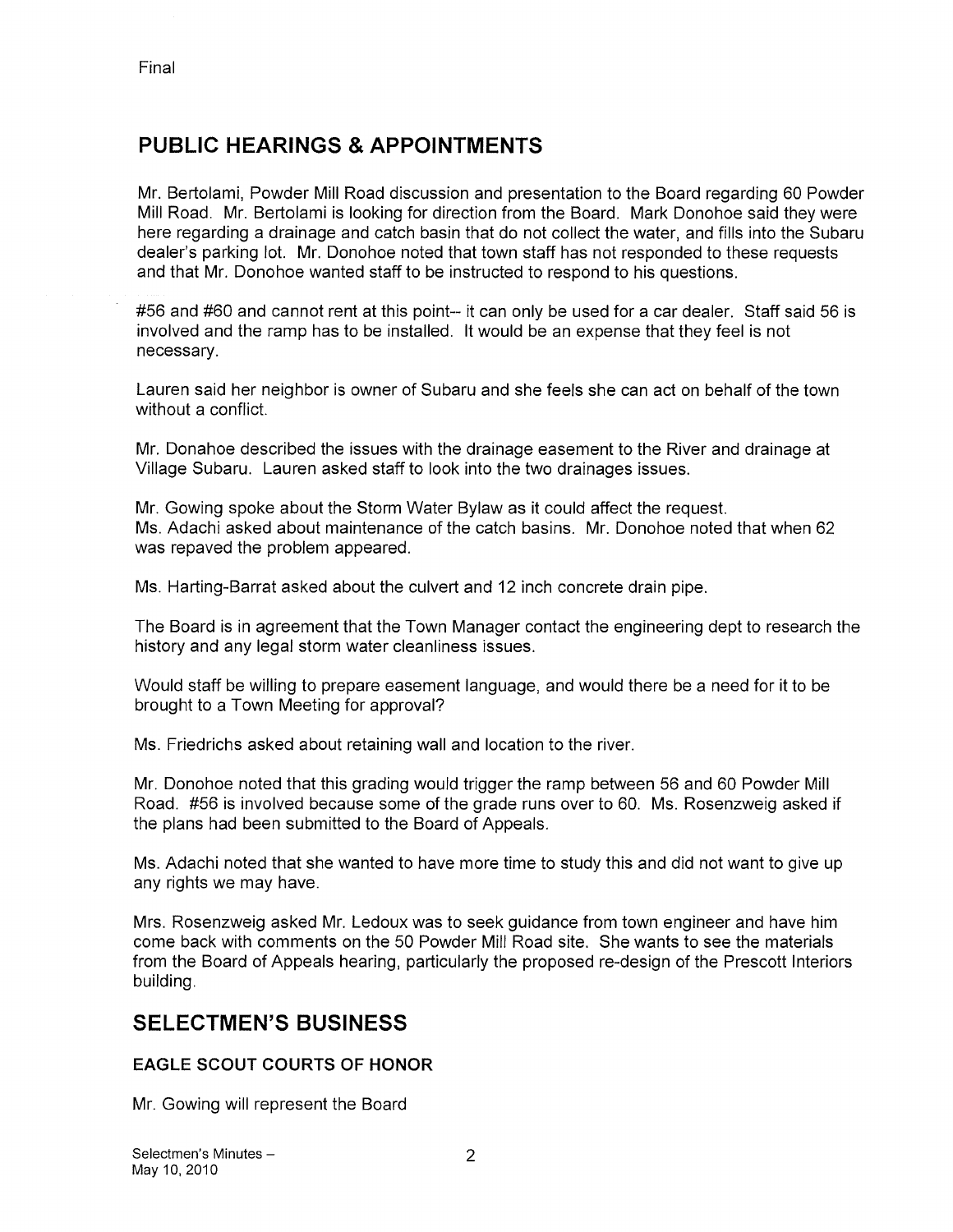Final

## PUBLIC HEARINGS & APPOINTMENTS

Mr. Bertolami, Powder Mill Road discussion and presentation to the Board regarding 60 Powder Mill Road. Mr. Bertolami is looking for direction from the Board. Mark Donohoe said they were here regarding a drainage and catch basin that do not collect the water, and fills into the Subaru dealer's parking lot. Mr. Donohoe noted that town staff has not responded to these requests and that Mr. Donohoe wanted staff to be instructed to respond to his questions.

#56 and #60 and cannot rent at this point-- it can only be used for a car dealer. Staff said 56 is involved and the ramp has to be installed. It would be an expense that they feel is not necessary.

Lauren said her neighbor is owner of Subaru and she feels she can act on behalf of the town without a conflict.

Mr. Donahoe described the issues with the drainage easement to the River and drainage at Village Subaru. Lauren asked staff to look into the two drainages issues.

Mr. Gowing spoke about the Storm Water Bylaw as it could affect the request.
Ms. Adachi asked about maintenance of the catch basins. Mr. Donohoe noted that when 62 was repaved the problem appeared.

Ms. Harting-Barrat asked about the culvert and 12 inch concrete drain pipe.

The Board is in agreement that the Town Manager contact the engineering dept to research the history and any legal storm water cleanliness issues.

Would staff be willing to prepare easement language, and would there be a need for it to be brought to a Town Meeting for approval?

Ms. Friedrichs asked about retaining wall and location to the river.

Mr. Donohoe noted that this grading would trigger the ramp between 56 and 60 Powder Mill Road. #56 is involved because some of the grade runs over to 60. Ms. Rosenzweig asked if the plans had been submitted to the Board of Appeals.

Ms. Adachi noted that she wanted to have more time to study this and did not want to give up any rights we may have.

Mrs. Rosenzweig asked Mr. Ledoux was to seek guidance from town engineer and have him come back with comments on the 50 Powder Mill Road site. She wants to see the materials from the Board of Appeals hearing, particularly the proposed re-design of the Prescott Interiors building.

## SELECTMEN'S BUSINESS

### EAGLE SCOUT COURTS OF HONOR

Mr. Gowing will represent the Board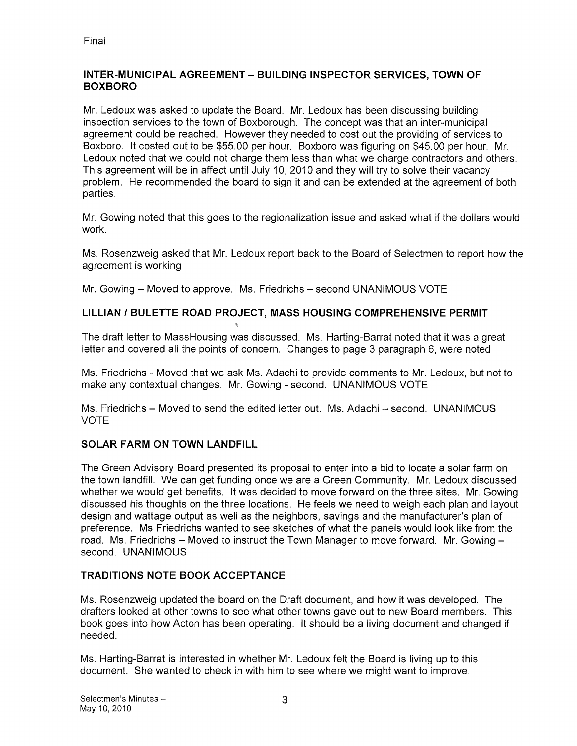Final

## INTER-MUNICIPAL AGREEMENT – BUILDING INSPECTOR SERVICES, TOWN OF BOXBORO

Mr. Ledoux was asked to update the Board. Mr. Ledoux has been discussing building inspection services to the town of Boxborough. The concept was that an inter-municipal agreement could be reached. However they needed to cost out the providing of services to Boxboro. It costed out to be $55.00 per hour. Boxboro was figuring on $45.00 per hour. Mr. Ledoux noted that we could not charge them less than what we charge contractors and others. This agreement will be in affect until July 10, 2010 and they will try to solve their vacancy problem. He recommended the board to sign it and can be extended at the agreement of both parties.

Mr. Gowing noted that this goes to the regionalization issue and asked what if the dollars would work.

Ms. Rosenzweig asked that Mr. Ledoux report back to the Board of Selectmen to report how the agreement is working

Mr. Gowing – Moved to approve. Ms. Friedrichs – second UNANIMOUS VOTE

## LILLIAN / BULETTE ROAD PROJECT, MASS HOUSING COMPREHENSIVE PERMIT

The draft letter to MassHousing was discussed. Ms. Harting-Barrat noted that it was a great letter and covered all the points of concern. Changes to page 3 paragraph 6, were noted

Ms. Friedrichs - Moved that we ask Ms. Adachi to provide comments to Mr. Ledoux, but not to make any contextual changes. Mr. Gowing - second. UNANIMOUS VOTE

Ms. Friedrichs – Moved to send the edited letter out. Ms. Adachi – second. UNANIMOUS VOTE

## SOLAR FARM ON TOWN LANDFILL

The Green Advisory Board presented its proposal to enter into a bid to locate a solar farm on the town landfill. We can get funding once we are a Green Community. Mr. Ledoux discussed whether we would get benefits. It was decided to move forward on the three sites. Mr. Gowing discussed his thoughts on the three locations. He feels we need to weigh each plan and layout design and wattage output as well as the neighbors, savings and the manufacturer's plan of preference. Ms Friedrichs wanted to see sketches of what the panels would look like from the road. Ms. Friedrichs – Moved to instruct the Town Manager to move forward. Mr. Gowing – second. UNANIMOUS

## TRADITIONS NOTE BOOK ACCEPTANCE

Ms. Rosenzweig updated the board on the Draft document, and how it was developed. The drafters looked at other towns to see what other towns gave out to new Board members. This book goes into how Acton has been operating. It should be a living document and changed if needed.

Ms. Harting-Barrat is interested in whether Mr. Ledoux felt the Board is living up to this document. She wanted to check in with him to see where we might want to improve.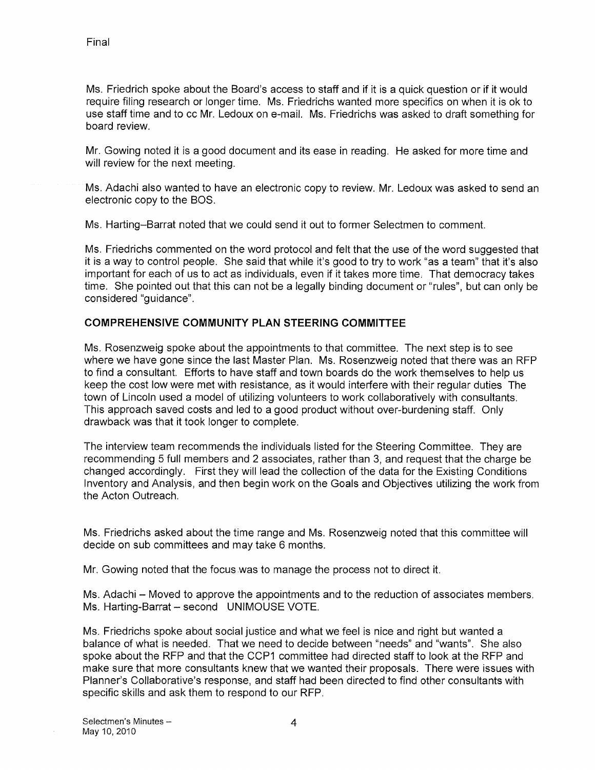Final

Ms. Friedrich spoke about the Board's access to staff and if it is a quick question or if it would require filing research or longer time. Ms. Friedrichs wanted more specifics on when it is ok to use staff time and to cc Mr. Ledoux on e-mail. Ms. Friedrichs was asked to draft something for board review.

Mr. Gowing noted it is a good document and its ease in reading. He asked for more time and will review for the next meeting.

Ms. Adachi also wanted to have an electronic copy to review. Mr. Ledoux was asked to send an electronic copy to the BOS.

Ms. Harting–Barrat noted that we could send it out to former Selectmen to comment.

Ms. Friedrichs commented on the word protocol and felt that the use of the word suggested that it is a way to control people. She said that while it's good to try to work "as a team" that it's also important for each of us to act as individuals, even if it takes more time. That democracy takes time. She pointed out that this can not be a legally binding document or "rules", but can only be considered "guidance".

**COMPREHENSIVE COMMUNITY PLAN STEERING COMMITTEE**

Ms. Rosenzweig spoke about the appointments to that committee. The next step is to see where we have gone since the last Master Plan. Ms. Rosenzweig noted that there was an RFP to find a consultant. Efforts to have staff and town boards do the work themselves to help us keep the cost low were met with resistance, as it would interfere with their regular duties The town of Lincoln used a model of utilizing volunteers to work collaboratively with consultants. This approach saved costs and led to a good product without over-burdening staff. Only drawback was that it took longer to complete.

The interview team recommends the individuals listed for the Steering Committee. They are recommending 5 full members and 2 associates, rather than 3, and request that the charge be changed accordingly. First they will lead the collection of the data for the Existing Conditions Inventory and Analysis, and then begin work on the Goals and Objectives utilizing the work from the Acton Outreach.

Ms. Friedrichs asked about the time range and Ms. Rosenzweig noted that this committee will decide on sub committees and may take 6 months.

Mr. Gowing noted that the focus was to manage the process not to direct it.

Ms. Adachi – Moved to approve the appointments and to the reduction of associates members. Ms. Harting-Barrat – second UNIMOUSE VOTE.

Ms. Friedrichs spoke about social justice and what we feel is nice and right but wanted a balance of what is needed. That we need to decide between "needs" and "wants". She also spoke about the RFP and that the CCP1 committee had directed staff to look at the RFP and make sure that more consultants knew that we wanted their proposals. There were issues with Planner's Collaborative's response, and staff had been directed to find other consultants with specific skills and ask them to respond to our RFP.

Selectmen's Minutes –
May 10, 2010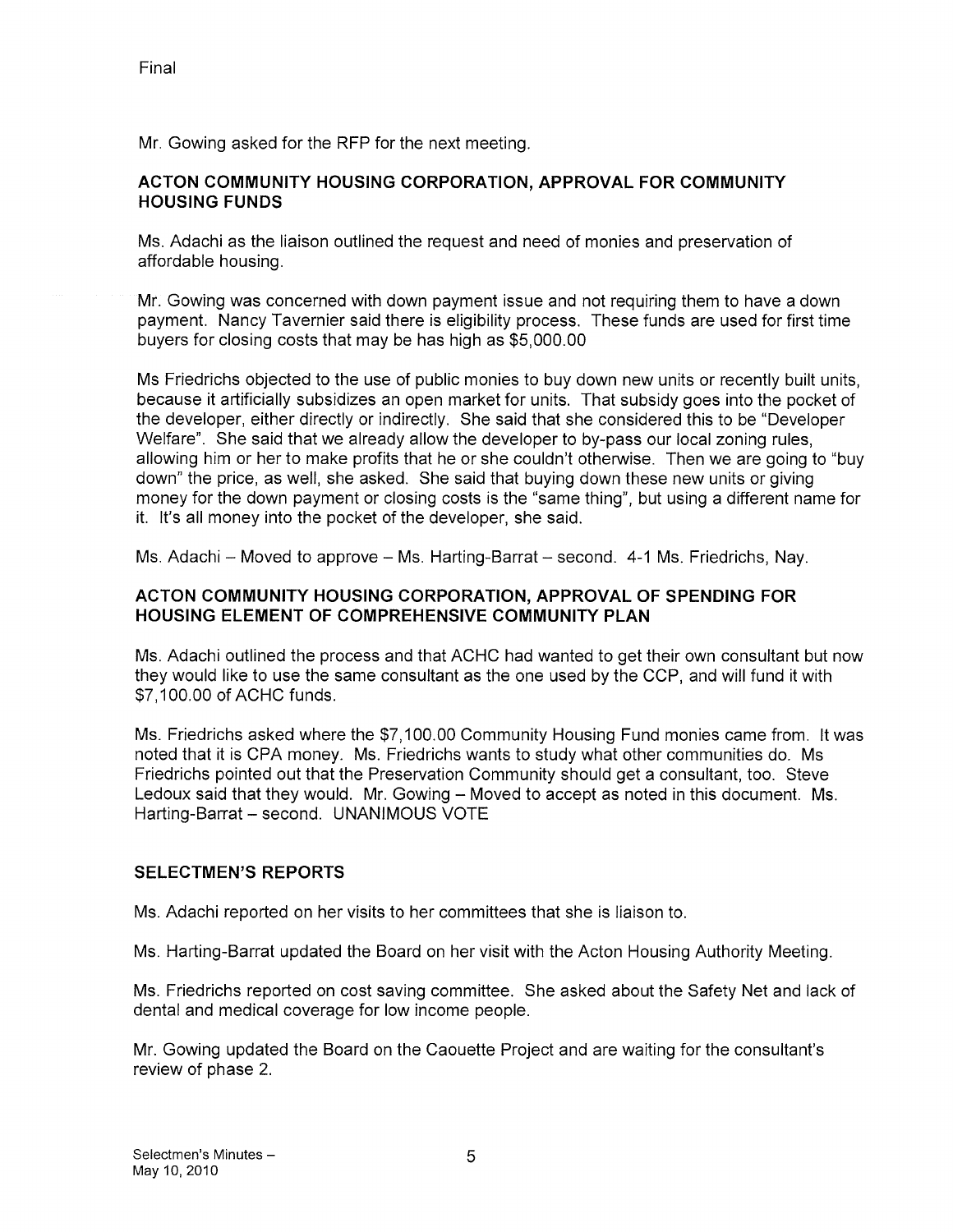Final

Mr. Gowing asked for the RFP for the next meeting.

## ACTON COMMUNITY HOUSING CORPORATION, APPROVAL FOR COMMUNITY HOUSING FUNDS

Ms. Adachi as the liaison outlined the request and need of monies and preservation of affordable housing.

Mr. Gowing was concerned with down payment issue and not requiring them to have a down payment. Nancy Tavernier said there is eligibility process. These funds are used for first time buyers for closing costs that may be has high as $5,000.00

Ms Friedrichs objected to the use of public monies to buy down new units or recently built units, because it artificially subsidizes an open market for units. That subsidy goes into the pocket of the developer, either directly or indirectly. She said that she considered this to be "Developer Welfare". She said that we already allow the developer to by-pass our local zoning rules, allowing him or her to make profits that he or she couldn't otherwise. Then we are going to "buy down" the price, as well, she asked. She said that buying down these new units or giving money for the down payment or closing costs is the "same thing", but using a different name for it. It's all money into the pocket of the developer, she said.

Ms. Adachi – Moved to approve – Ms. Harting-Barrat – second. 4-1 Ms. Friedrichs, Nay.

## ACTON COMMUNITY HOUSING CORPORATION, APPROVAL OF SPENDING FOR HOUSING ELEMENT OF COMPREHENSIVE COMMUNITY PLAN

Ms. Adachi outlined the process and that ACHC had wanted to get their own consultant but now they would like to use the same consultant as the one used by the CCP, and will fund it with $7,100.00 of ACHC funds.

Ms. Friedrichs asked where the $7,100.00 Community Housing Fund monies came from. It was noted that it is CPA money. Ms. Friedrichs wants to study what other communities do. Ms Friedrichs pointed out that the Preservation Community should get a consultant, too. Steve Ledoux said that they would. Mr. Gowing – Moved to accept as noted in this document. Ms. Harting-Barrat – second. UNANIMOUS VOTE

## SELECTMEN'S REPORTS

Ms. Adachi reported on her visits to her committees that she is liaison to.

Ms. Harting-Barrat updated the Board on her visit with the Acton Housing Authority Meeting.

Ms. Friedrichs reported on cost saving committee. She asked about the Safety Net and lack of dental and medical coverage for low income people.

Mr. Gowing updated the Board on the Caouette Project and are waiting for the consultant's review of phase 2.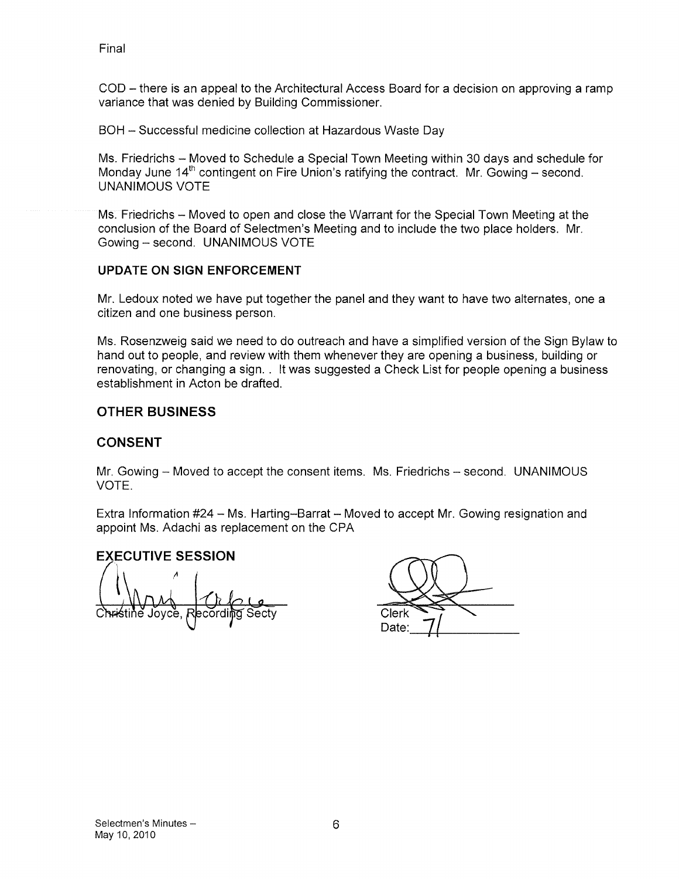Final

COD – there is an appeal to the Architectural Access Board for a decision on approving a ramp variance that was denied by Building Commissioner.

BOH – Successful medicine collection at Hazardous Waste Day

Ms. Friedrichs – Moved to Schedule a Special Town Meeting within 30 days and schedule for Monday June 14th contingent on Fire Union's ratifying the contract. Mr. Gowing – second. UNANIMOUS VOTE

Ms. Friedrichs – Moved to open and close the Warrant for the Special Town Meeting at the conclusion of the Board of Selectmen's Meeting and to include the two place holders. Mr. Gowing – second. UNANIMOUS VOTE

**UPDATE ON SIGN ENFORCEMENT**

Mr. Ledoux noted we have put together the panel and they want to have two alternates, one a citizen and one business person.

Ms. Rosenzweig said we need to do outreach and have a simplified version of the Sign Bylaw to hand out to people, and review with them whenever they are opening a business, building or renovating, or changing a sign. . It was suggested a Check List for people opening a business establishment in Acton be drafted.

## OTHER BUSINESS

## CONSENT

Mr. Gowing – Moved to accept the consent items. Ms. Friedrichs – second. UNANIMOUS VOTE.

Extra Information #24 – Ms. Harting–Barrat – Moved to accept Mr. Gowing resignation and appoint Ms. Adachi as replacement on the CPA

## EXECUTIVE SESSION

Christine Joyce, Recording Secty

Clerk

Date: 7/